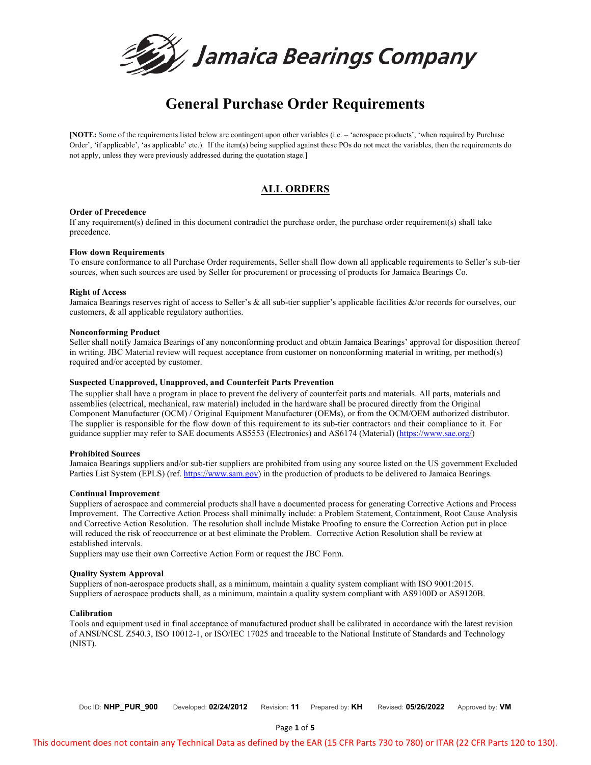Jamaica Bearings Company

# General Purchase Order Requirements

**[NOTE:** Some of the requirements listed below are contingent upon other variables (i.e. – 'aerospace products', 'when required by Purchase Order', 'if applicable', 'as applicable' etc.). If the item(s) being supplied against these POs do not meet the variables, then the requirements do not apply, unless they were previously addressed during the quotation stage.]

## ALL ORDERS

**Order of Precedence**
If any requirement(s) defined in this document contradict the purchase order, the purchase order requirement(s) shall take precedence.

**Flow down Requirements**
To ensure conformance to all Purchase Order requirements, Seller shall flow down all applicable requirements to Seller's sub-tier sources, when such sources are used by Seller for procurement or processing of products for Jamaica Bearings Co.

**Right of Access**
Jamaica Bearings reserves right of access to Seller's & all sub-tier supplier's applicable facilities &/or records for ourselves, our customers, & all applicable regulatory authorities.

**Nonconforming Product**
Seller shall notify Jamaica Bearings of any nonconforming product and obtain Jamaica Bearings' approval for disposition thereof in writing. JBC Material review will request acceptance from customer on nonconforming material in writing, per method(s) required and/or accepted by customer.

**Suspected Unapproved, Unapproved, and Counterfeit Parts Prevention**
The supplier shall have a program in place to prevent the delivery of counterfeit parts and materials. All parts, materials and assemblies (electrical, mechanical, raw material) included in the hardware shall be procured directly from the Original Component Manufacturer (OCM) / Original Equipment Manufacturer (OEMs), or from the OCM/OEM authorized distributor. The supplier is responsible for the flow down of this requirement to its sub-tier contractors and their compliance to it. For guidance supplier may refer to SAE documents AS5553 (Electronics) and AS6174 (Material) (https://www.sae.org/)

**Prohibited Sources**
Jamaica Bearings suppliers and/or sub-tier suppliers are prohibited from using any source listed on the US government Excluded Parties List System (EPLS) (ref. https://www.sam.gov) in the production of products to be delivered to Jamaica Bearings.

**Continual Improvement**
Suppliers of aerospace and commercial products shall have a documented process for generating Corrective Actions and Process Improvement. The Corrective Action Process shall minimally include: a Problem Statement, Containment, Root Cause Analysis and Corrective Action Resolution. The resolution shall include Mistake Proofing to ensure the Correction Action put in place will reduced the risk of reoccurrence or at best eliminate the Problem. Corrective Action Resolution shall be review at established intervals.
Suppliers may use their own Corrective Action Form or request the JBC Form.

**Quality System Approval**
Suppliers of non-aerospace products shall, as a minimum, maintain a quality system compliant with ISO 9001:2015.
Suppliers of aerospace products shall, as a minimum, maintain a quality system compliant with AS9100D or AS9120B.

**Calibration**
Tools and equipment used in final acceptance of manufactured product shall be calibrated in accordance with the latest revision of ANSI/NCSL Z540.3, ISO 10012-1, or ISO/IEC 17025 and traceable to the National Institute of Standards and Technology (NIST).

Doc ID: **NHP_PUR_900** Developed: **02/24/2012** Revision: **11** Prepared by: **KH** Revised: **05/26/2022** Approved by: **VM**

This document does not contain any Technical Data as defined by the EAR (15 CFR Parts 730 to 780) or ITAR (22 CFR Parts 120 to 130).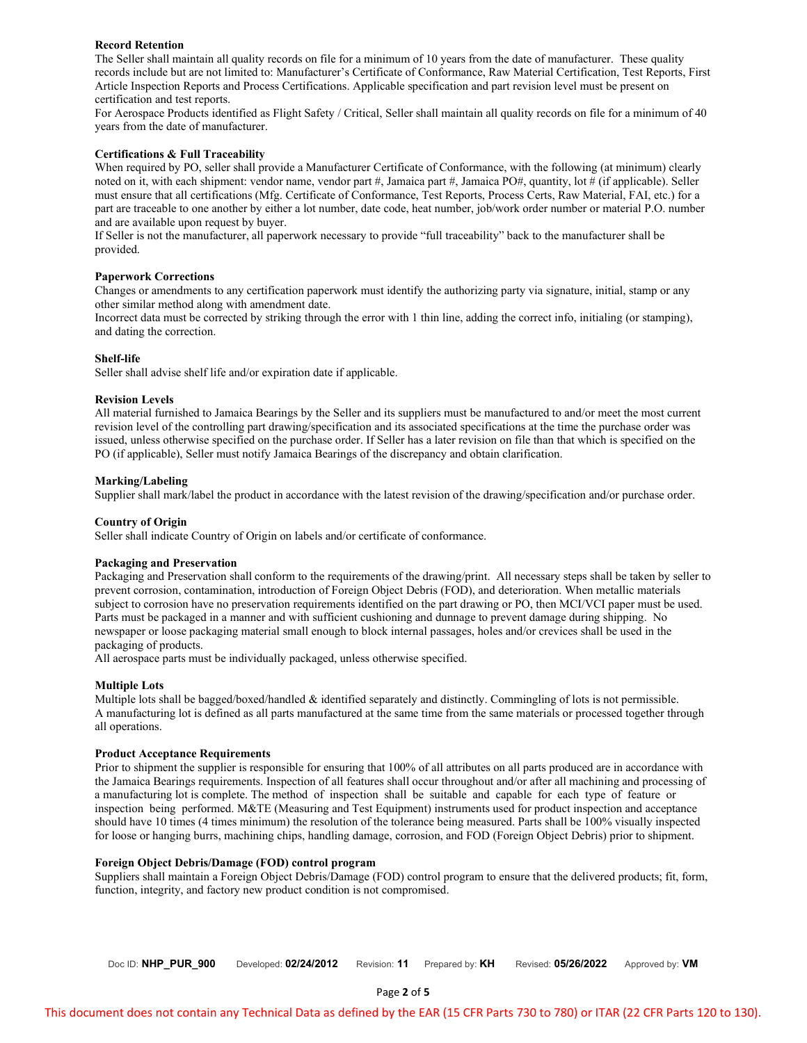**Record Retention**

The Seller shall maintain all quality records on file for a minimum of 10 years from the date of manufacturer. These quality records include but are not limited to: Manufacturer's Certificate of Conformance, Raw Material Certification, Test Reports, First Article Inspection Reports and Process Certifications. Applicable specification and part revision level must be present on certification and test reports.

For Aerospace Products identified as Flight Safety / Critical, Seller shall maintain all quality records on file for a minimum of 40 years from the date of manufacturer.

**Certifications & Full Traceability**

When required by PO, seller shall provide a Manufacturer Certificate of Conformance, with the following (at minimum) clearly noted on it, with each shipment: vendor name, vendor part #, Jamaica part #, Jamaica PO#, quantity, lot # (if applicable). Seller must ensure that all certifications (Mfg. Certificate of Conformance, Test Reports, Process Certs, Raw Material, FAI, etc.) for a part are traceable to one another by either a lot number, date code, heat number, job/work order number or material P.O. number and are available upon request by buyer.

If Seller is not the manufacturer, all paperwork necessary to provide "full traceability" back to the manufacturer shall be provided.

**Paperwork Corrections**

Changes or amendments to any certification paperwork must identify the authorizing party via signature, initial, stamp or any other similar method along with amendment date.

Incorrect data must be corrected by striking through the error with 1 thin line, adding the correct info, initialing (or stamping), and dating the correction.

**Shelf-life**

Seller shall advise shelf life and/or expiration date if applicable.

**Revision Levels**

All material furnished to Jamaica Bearings by the Seller and its suppliers must be manufactured to and/or meet the most current revision level of the controlling part drawing/specification and its associated specifications at the time the purchase order was issued, unless otherwise specified on the purchase order. If Seller has a later revision on file than that which is specified on the PO (if applicable), Seller must notify Jamaica Bearings of the discrepancy and obtain clarification.

**Marking/Labeling**

Supplier shall mark/label the product in accordance with the latest revision of the drawing/specification and/or purchase order.

**Country of Origin**

Seller shall indicate Country of Origin on labels and/or certificate of conformance.

**Packaging and Preservation**

Packaging and Preservation shall conform to the requirements of the drawing/print. All necessary steps shall be taken by seller to prevent corrosion, contamination, introduction of Foreign Object Debris (FOD), and deterioration. When metallic materials subject to corrosion have no preservation requirements identified on the part drawing or PO, then MCI/VCI paper must be used. Parts must be packaged in a manner and with sufficient cushioning and dunnage to prevent damage during shipping. No newspaper or loose packaging material small enough to block internal passages, holes and/or crevices shall be used in the packaging of products.

All aerospace parts must be individually packaged, unless otherwise specified.

**Multiple Lots**

Multiple lots shall be bagged/boxed/handled & identified separately and distinctly. Commingling of lots is not permissible.

A manufacturing lot is defined as all parts manufactured at the same time from the same materials or processed together through all operations.

**Product Acceptance Requirements**

Prior to shipment the supplier is responsible for ensuring that 100% of all attributes on all parts produced are in accordance with the Jamaica Bearings requirements. Inspection of all features shall occur throughout and/or after all machining and processing of a manufacturing lot is complete. The method of inspection shall be suitable and capable for each type of feature or inspection being performed. M&TE (Measuring and Test Equipment) instruments used for product inspection and acceptance should have 10 times (4 times minimum) the resolution of the tolerance being measured. Parts shall be 100% visually inspected for loose or hanging burrs, machining chips, handling damage, corrosion, and FOD (Foreign Object Debris) prior to shipment.

**Foreign Object Debris/Damage (FOD) control program**

Suppliers shall maintain a Foreign Object Debris/Damage (FOD) control program to ensure that the delivered products; fit, form, function, integrity, and factory new product condition is not compromised.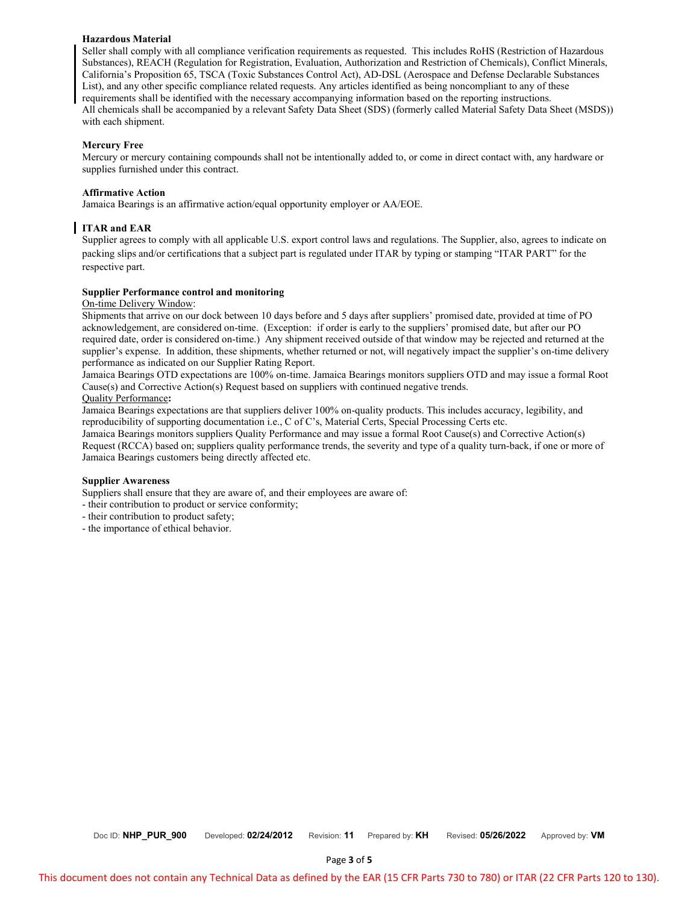**Hazardous Material**

Seller shall comply with all compliance verification requirements as requested. This includes RoHS (Restriction of Hazardous Substances), REACH (Regulation for Registration, Evaluation, Authorization and Restriction of Chemicals), Conflict Minerals, California's Proposition 65, TSCA (Toxic Substances Control Act), AD-DSL (Aerospace and Defense Declarable Substances List), and any other specific compliance related requests. Any articles identified as being noncompliant to any of these requirements shall be identified with the necessary accompanying information based on the reporting instructions.
All chemicals shall be accompanied by a relevant Safety Data Sheet (SDS) (formerly called Material Safety Data Sheet (MSDS)) with each shipment.

**Mercury Free**

Mercury or mercury containing compounds shall not be intentionally added to, or come in direct contact with, any hardware or supplies furnished under this contract.

**Affirmative Action**

Jamaica Bearings is an affirmative action/equal opportunity employer or AA/EOE.

**ITAR and EAR**

Supplier agrees to comply with all applicable U.S. export control laws and regulations. The Supplier, also, agrees to indicate on packing slips and/or certifications that a subject part is regulated under ITAR by typing or stamping "ITAR PART" for the respective part.

**Supplier Performance control and monitoring**

On-time Delivery Window:

Shipments that arrive on our dock between 10 days before and 5 days after suppliers' promised date, provided at time of PO acknowledgement, are considered on-time. (Exception: if order is early to the suppliers' promised date, but after our PO required date, order is considered on-time.) Any shipment received outside of that window may be rejected and returned at the supplier's expense. In addition, these shipments, whether returned or not, will negatively impact the supplier's on-time delivery performance as indicated on our Supplier Rating Report.
Jamaica Bearings OTD expectations are 100% on-time. Jamaica Bearings monitors suppliers OTD and may issue a formal Root Cause(s) and Corrective Action(s) Request based on suppliers with continued negative trends.

Quality Performance**:**

Jamaica Bearings expectations are that suppliers deliver 100% on-quality products. This includes accuracy, legibility, and reproducibility of supporting documentation i.e., C of C's, Material Certs, Special Processing Certs etc.
Jamaica Bearings monitors suppliers Quality Performance and may issue a formal Root Cause(s) and Corrective Action(s) Request (RCCA) based on; suppliers quality performance trends, the severity and type of a quality turn-back, if one or more of Jamaica Bearings customers being directly affected etc.

**Supplier Awareness**

Suppliers shall ensure that they are aware of, and their employees are aware of:

- their contribution to product or service conformity;
- their contribution to product safety;
- the importance of ethical behavior.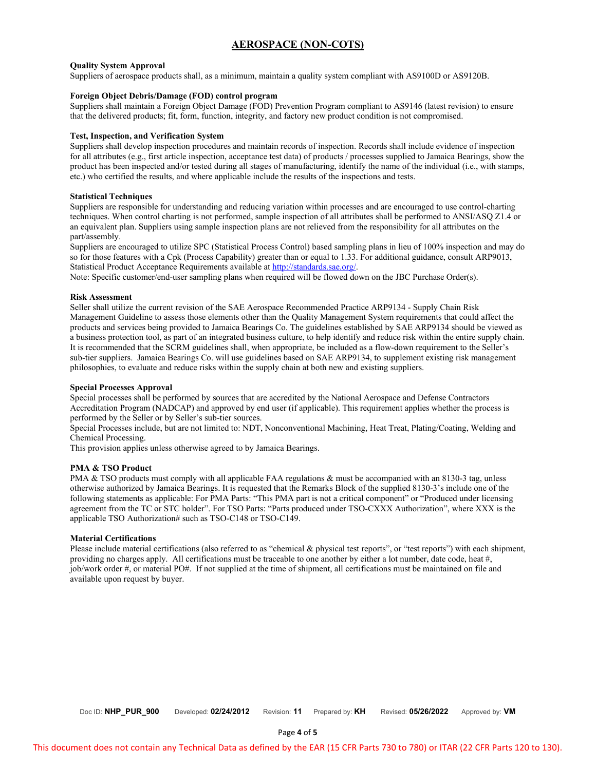## AEROSPACE (NON-COTS)

**Quality System Approval**
Suppliers of aerospace products shall, as a minimum, maintain a quality system compliant with AS9100D or AS9120B.

**Foreign Object Debris/Damage (FOD) control program**
Suppliers shall maintain a Foreign Object Damage (FOD) Prevention Program compliant to AS9146 (latest revision) to ensure that the delivered products; fit, form, function, integrity, and factory new product condition is not compromised.

**Test, Inspection, and Verification System**
Suppliers shall develop inspection procedures and maintain records of inspection. Records shall include evidence of inspection for all attributes (e.g., first article inspection, acceptance test data) of products / processes supplied to Jamaica Bearings, show the product has been inspected and/or tested during all stages of manufacturing, identify the name of the individual (i.e., with stamps, etc.) who certified the results, and where applicable include the results of the inspections and tests.

**Statistical Techniques**
Suppliers are responsible for understanding and reducing variation within processes and are encouraged to use control-charting techniques. When control charting is not performed, sample inspection of all attributes shall be performed to ANSI/ASQ Z1.4 or an equivalent plan. Suppliers using sample inspection plans are not relieved from the responsibility for all attributes on the part/assembly.
Suppliers are encouraged to utilize SPC (Statistical Process Control) based sampling plans in lieu of 100% inspection and may do so for those features with a Cpk (Process Capability) greater than or equal to 1.33. For additional guidance, consult ARP9013, Statistical Product Acceptance Requirements available at http://standards.sae.org/.
Note: Specific customer/end-user sampling plans when required will be flowed down on the JBC Purchase Order(s).

**Risk Assessment**
Seller shall utilize the current revision of the SAE Aerospace Recommended Practice ARP9134 - Supply Chain Risk Management Guideline to assess those elements other than the Quality Management System requirements that could affect the products and services being provided to Jamaica Bearings Co. The guidelines established by SAE ARP9134 should be viewed as a business protection tool, as part of an integrated business culture, to help identify and reduce risk within the entire supply chain. It is recommended that the SCRM guidelines shall, when appropriate, be included as a flow-down requirement to the Seller's sub-tier suppliers. Jamaica Bearings Co. will use guidelines based on SAE ARP9134, to supplement existing risk management philosophies, to evaluate and reduce risks within the supply chain at both new and existing suppliers.

**Special Processes Approval**
Special processes shall be performed by sources that are accredited by the National Aerospace and Defense Contractors Accreditation Program (NADCAP) and approved by end user (if applicable). This requirement applies whether the process is performed by the Seller or by Seller's sub-tier sources.
Special Processes include, but are not limited to: NDT, Nonconventional Machining, Heat Treat, Plating/Coating, Welding and Chemical Processing.
This provision applies unless otherwise agreed to by Jamaica Bearings.

**PMA & TSO Product**
PMA & TSO products must comply with all applicable FAA regulations & must be accompanied with an 8130-3 tag, unless otherwise authorized by Jamaica Bearings. It is requested that the Remarks Block of the supplied 8130-3's include one of the following statements as applicable: For PMA Parts: "This PMA part is not a critical component" or "Produced under licensing agreement from the TC or STC holder". For TSO Parts: "Parts produced under TSO-CXXX Authorization", where XXX is the applicable TSO Authorization# such as TSO-C148 or TSO-C149.

**Material Certifications**
Please include material certifications (also referred to as "chemical & physical test reports", or "test reports") with each shipment, providing no charges apply. All certifications must be traceable to one another by either a lot number, date code, heat #, job/work order #, or material PO#. If not supplied at the time of shipment, all certifications must be maintained on file and available upon request by buyer.

Doc ID: **NHP_PUR_900** Developed: **02/24/2012** Revision: **11** Prepared by: **KH** Revised: **05/26/2022** Approved by: **VM**

This document does not contain any Technical Data as defined by the EAR (15 CFR Parts 730 to 780) or ITAR (22 CFR Parts 120 to 130).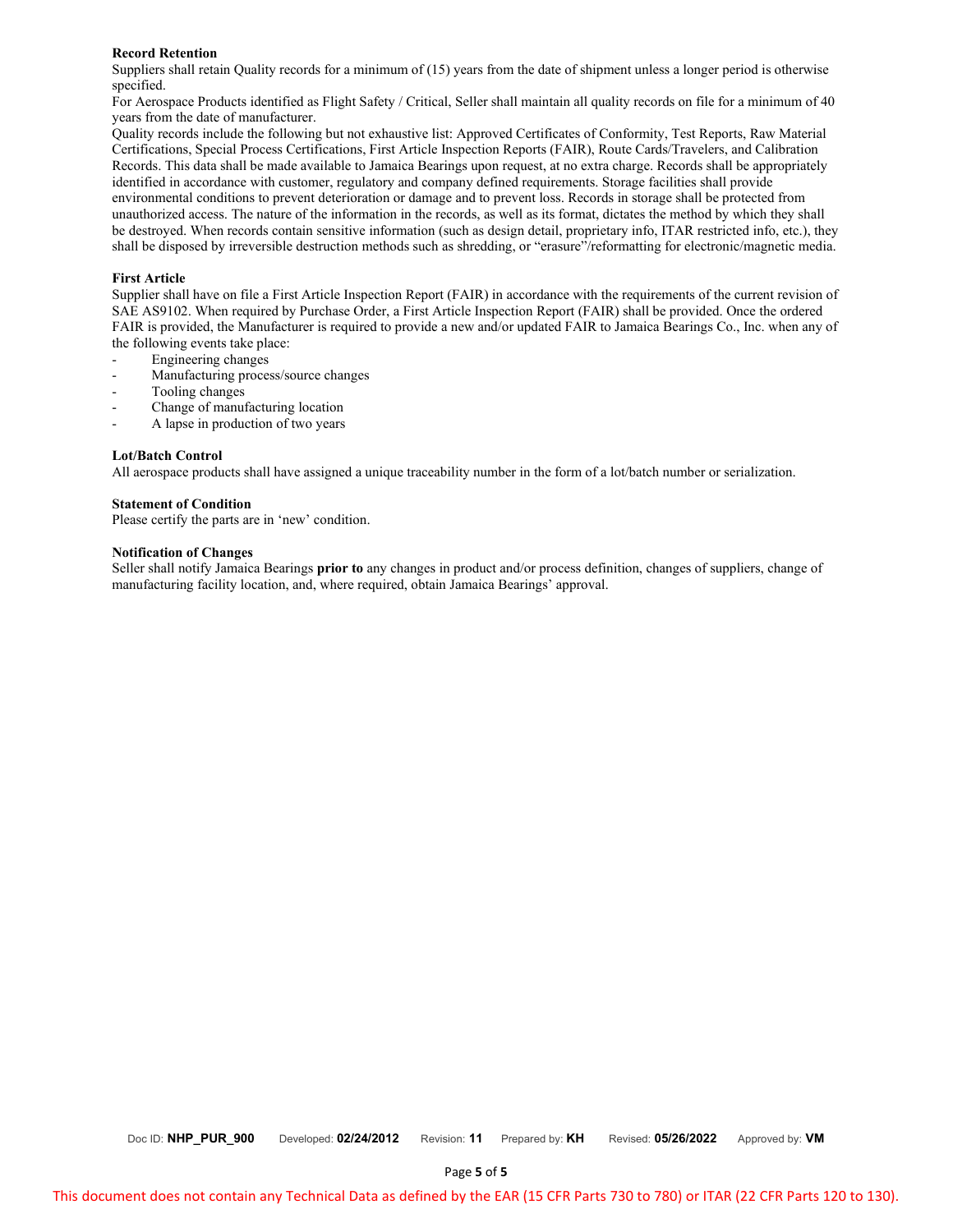**Record Retention**

Suppliers shall retain Quality records for a minimum of (15) years from the date of shipment unless a longer period is otherwise specified.

For Aerospace Products identified as Flight Safety / Critical, Seller shall maintain all quality records on file for a minimum of 40 years from the date of manufacturer.

Quality records include the following but not exhaustive list: Approved Certificates of Conformity, Test Reports, Raw Material Certifications, Special Process Certifications, First Article Inspection Reports (FAIR), Route Cards/Travelers, and Calibration Records. This data shall be made available to Jamaica Bearings upon request, at no extra charge. Records shall be appropriately identified in accordance with customer, regulatory and company defined requirements. Storage facilities shall provide environmental conditions to prevent deterioration or damage and to prevent loss. Records in storage shall be protected from unauthorized access. The nature of the information in the records, as well as its format, dictates the method by which they shall be destroyed. When records contain sensitive information (such as design detail, proprietary info, ITAR restricted info, etc.), they shall be disposed by irreversible destruction methods such as shredding, or "erasure"/reformatting for electronic/magnetic media.

**First Article**

Supplier shall have on file a First Article Inspection Report (FAIR) in accordance with the requirements of the current revision of SAE AS9102. When required by Purchase Order, a First Article Inspection Report (FAIR) shall be provided. Once the ordered FAIR is provided, the Manufacturer is required to provide a new and/or updated FAIR to Jamaica Bearings Co., Inc. when any of the following events take place:

- Engineering changes
- Manufacturing process/source changes
- Tooling changes
- Change of manufacturing location
- A lapse in production of two years

**Lot/Batch Control**

All aerospace products shall have assigned a unique traceability number in the form of a lot/batch number or serialization.

**Statement of Condition**

Please certify the parts are in 'new' condition.

**Notification of Changes**

Seller shall notify Jamaica Bearings **prior to** any changes in product and/or process definition, changes of suppliers, change of manufacturing facility location, and, where required, obtain Jamaica Bearings' approval.

Doc ID: **NHP_PUR_900** Developed: **02/24/2012** Revision: **11** Prepared by: **KH** Revised: **05/26/2022** Approved by: **VM**

This document does not contain any Technical Data as defined by the EAR (15 CFR Parts 730 to 780) or ITAR (22 CFR Parts 120 to 130).